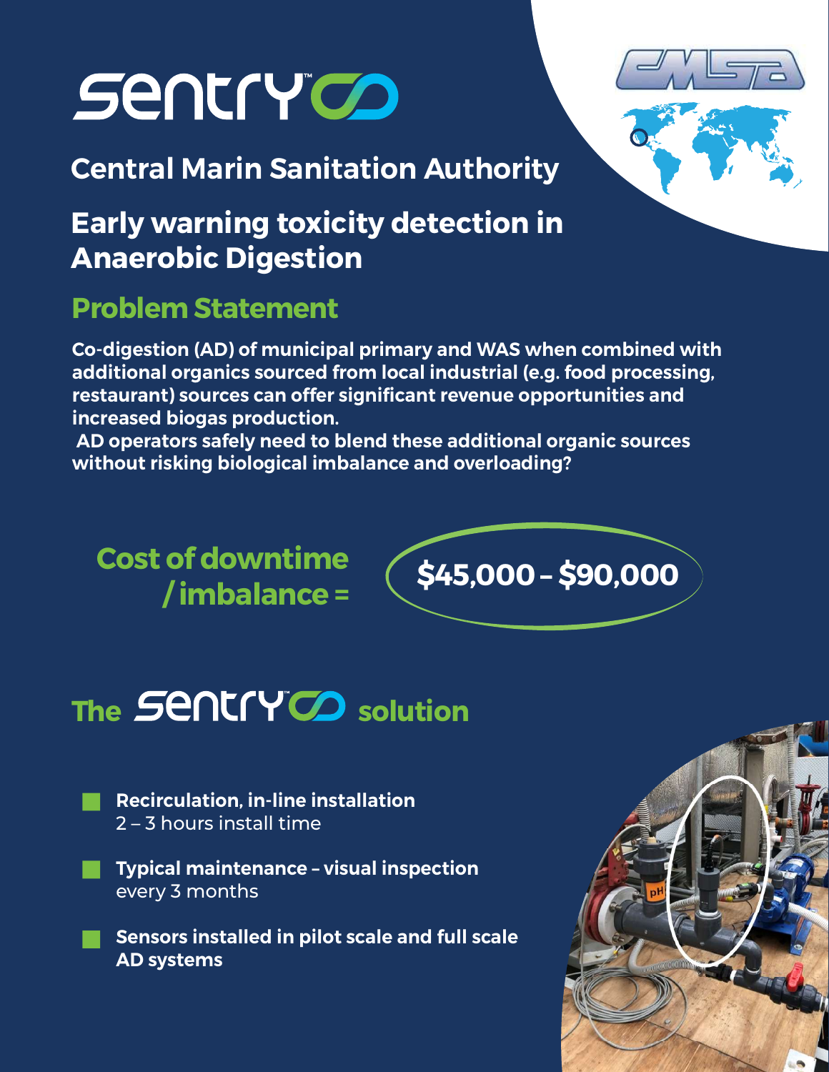# Sentry

## Central Marin Sanitation Authority

## Early warning toxicity detection in Anaerobic Digestion

### Problem Statement

**Co-digestion (AD) of municipal primary and WAS when combined with additional organics sourced from local industrial (e.g. food processing, restaurant) sources can offer significant revenue opportunities and increased biogas production.**
**AD operators safely need to blend these additional organic sources without risking biological imbalance and overloading?**

**Cost of downtime / imbalance = $45,000 – $90,000**

## The Sentry solution

- **Recirculation, in-line installation**
  2 – 3 hours install time
- **Typical maintenance – visual inspection**
  every 3 months
- **Sensors installed in pilot scale and full scale AD systems**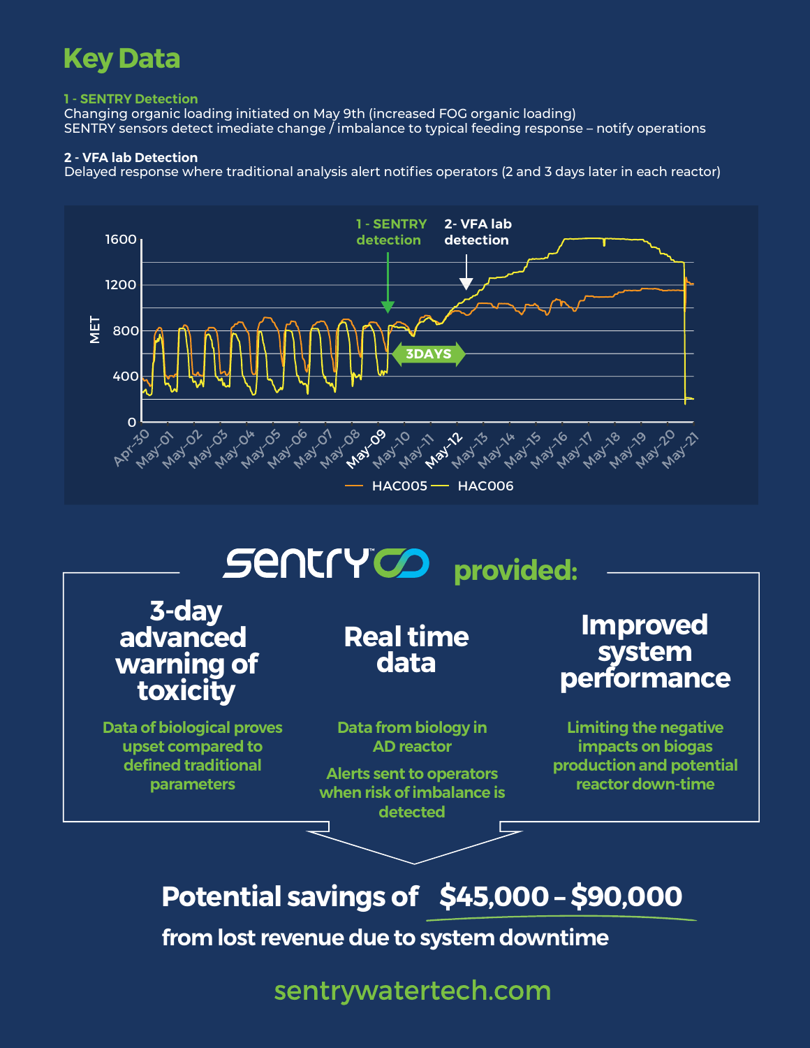## Key Data

**1 - SENTRY Detection**
Changing organic loading initiated on May 9th (increased FOG organic loading)
SENTRY sensors detect imediate change / imbalance to typical feeding response – notify operations

**2 - VFA lab Detection**
Delayed response where traditional analysis alert notifies operators (2 and 3 days later in each reactor)

1 - SENTRY detection
2- VFA lab detection
3DAYS
MET
1600
1200
800
400
0
Apr-30 May-01 May-02 May-03 May-04 May-05 May-06 May-07 May-08 May-09 May-10 May-11 May-12 May-13 May-14 May-15 May-16 May-17 May-18 May-19 May-20 May-21
HAC005 HAC006

## sentry provided:

### 3-day advanced warning of toxicity

Data of biological proves upset compared to defined traditional parameters

### Real time data

Data from biology in AD reactor

Alerts sent to operators when risk of imbalance is detected

### Improved system performance

Limiting the negative impacts on biogas production and potential reactor down-time

**Potential savings of $45,000 – $90,000**

**from lost revenue due to system downtime**

sentrywatertech.com